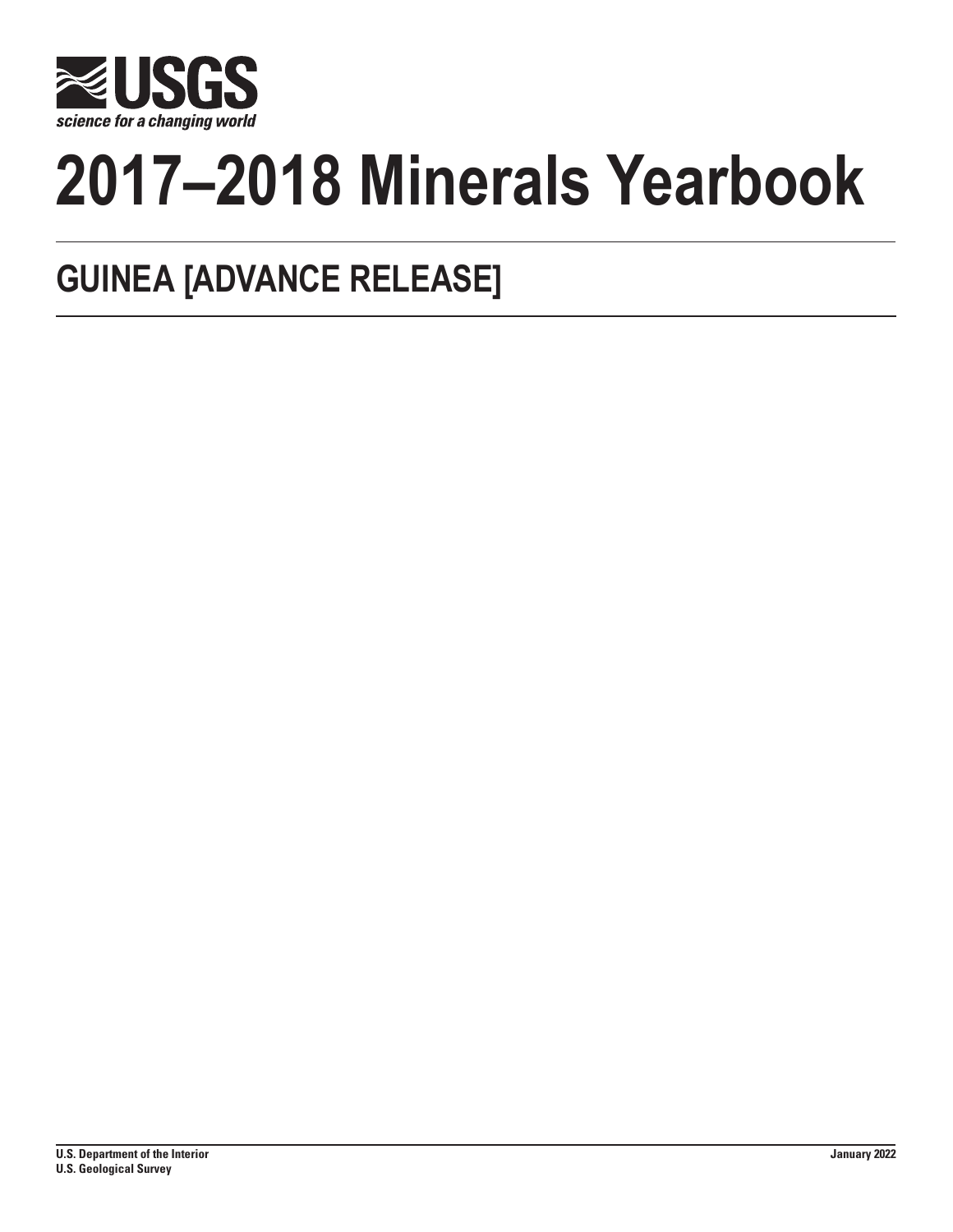USGS

science for a changing world

# 2017–2018 Minerals Yearbook

## GUINEA [ADVANCE RELEASE]

U.S. Department of the Interior
U.S. Geological Survey

January 2022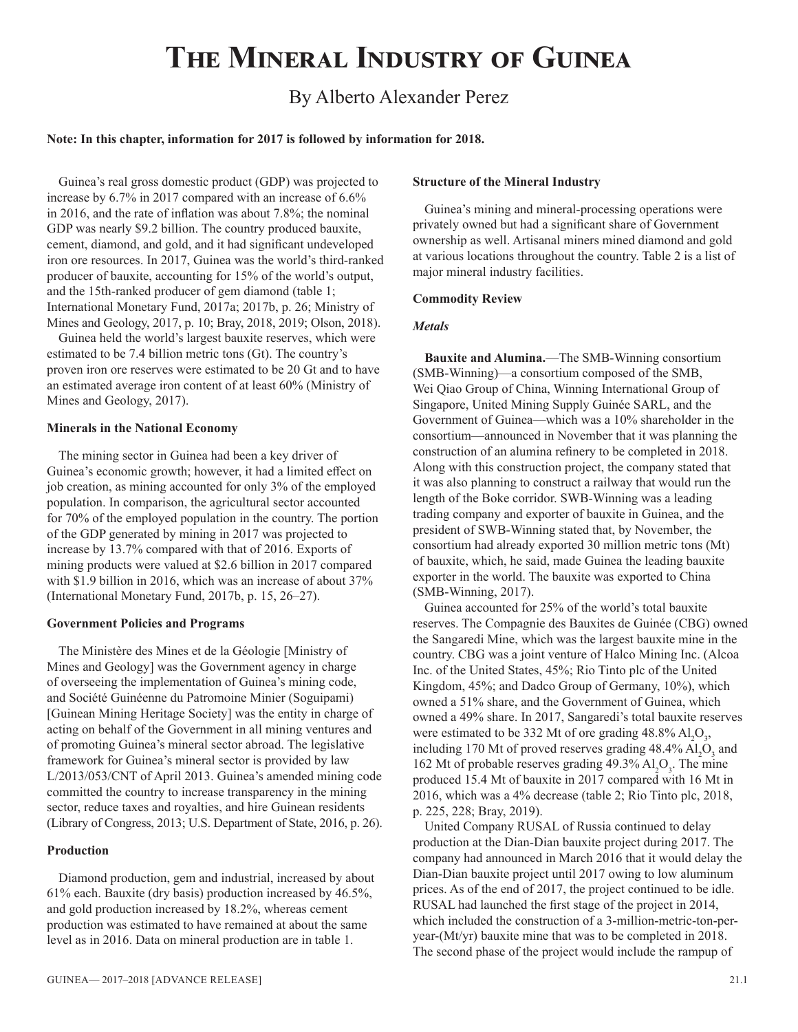// The Mineral Industry of Guinea

By Alberto Alexander Perez

**Note: In this chapter, information for 2017 is followed by information for 2018.**

Guinea's real gross domestic product (GDP) was projected to increase by 6.7% in 2017 compared with an increase of 6.6% in 2016, and the rate of inflation was about 7.8%; the nominal GDP was nearly $9.2 billion. The country produced bauxite, cement, diamond, and gold, and it had significant undeveloped iron ore resources. In 2017, Guinea was the world's third-ranked producer of bauxite, accounting for 15% of the world's output, and the 15th-ranked producer of gem diamond (table 1; International Monetary Fund, 2017a; 2017b, p. 26; Ministry of Mines and Geology, 2017, p. 10; Bray, 2018, 2019; Olson, 2018).

Guinea held the world's largest bauxite reserves, which were estimated to be 7.4 billion metric tons (Gt). The country's proven iron ore reserves were estimated to be 20 Gt and to have an estimated average iron content of at least 60% (Ministry of Mines and Geology, 2017).

**Minerals in the National Economy**

The mining sector in Guinea had been a key driver of Guinea's economic growth; however, it had a limited effect on job creation, as mining accounted for only 3% of the employed population. In comparison, the agricultural sector accounted for 70% of the employed population in the country. The portion of the GDP generated by mining in 2017 was projected to increase by 13.7% compared with that of 2016. Exports of mining products were valued at $2.6 billion in 2017 compared with $1.9 billion in 2016, which was an increase of about 37% (International Monetary Fund, 2017b, p. 15, 26–27).

**Government Policies and Programs**

The Ministère des Mines et de la Géologie [Ministry of Mines and Geology] was the Government agency in charge of overseeing the implementation of Guinea's mining code, and Société Guinéenne du Patromoine Minier (Soguipami) [Guinean Mining Heritage Society] was the entity in charge of acting on behalf of the Government in all mining ventures and of promoting Guinea's mineral sector abroad. The legislative framework for Guinea's mineral sector is provided by law L/2013/053/CNT of April 2013. Guinea's amended mining code committed the country to increase transparency in the mining sector, reduce taxes and royalties, and hire Guinean residents (Library of Congress, 2013; U.S. Department of State, 2016, p. 26).

**Production**

Diamond production, gem and industrial, increased by about 61% each. Bauxite (dry basis) production increased by 46.5%, and gold production increased by 18.2%, whereas cement production was estimated to have remained at about the same level as in 2016. Data on mineral production are in table 1.

**Structure of the Mineral Industry**

Guinea's mining and mineral-processing operations were privately owned but had a significant share of Government ownership as well. Artisanal miners mined diamond and gold at various locations throughout the country. Table 2 is a list of major mineral industry facilities.

**Commodity Review**

*Metals*

**Bauxite and Alumina.**—The SMB-Winning consortium (SMB-Winning)—a consortium composed of the SMB, Wei Qiao Group of China, Winning International Group of Singapore, United Mining Supply Guinée SARL, and the Government of Guinea—which was a 10% shareholder in the consortium—announced in November that it was planning the construction of an alumina refinery to be completed in 2018. Along with this construction project, the company stated that it was also planning to construct a railway that would run the length of the Boke corridor. SWB-Winning was a leading trading company and exporter of bauxite in Guinea, and the president of SWB-Winning stated that, by November, the consortium had already exported 30 million metric tons (Mt) of bauxite, which, he said, made Guinea the leading bauxite exporter in the world. The bauxite was exported to China (SMB-Winning, 2017).

Guinea accounted for 25% of the world's total bauxite reserves. The Compagnie des Bauxites de Guinée (CBG) owned the Sangaredi Mine, which was the largest bauxite mine in the country. CBG was a joint venture of Halco Mining Inc. (Alcoa Inc. of the United States, 45%; Rio Tinto plc of the United Kingdom, 45%; and Dadco Group of Germany, 10%), which owned a 51% share, and the Government of Guinea, which owned a 49% share. In 2017, Sangaredi's total bauxite reserves were estimated to be 332 Mt of ore grading 48.8% $Al_2O_3$, including 170 Mt of proved reserves grading 48.4% $Al_2O_3$ and 162 Mt of probable reserves grading 49.3% $Al_2O_3$. The mine produced 15.4 Mt of bauxite in 2017 compared with 16 Mt in 2016, which was a 4% decrease (table 2; Rio Tinto plc, 2018, p. 225, 228; Bray, 2019).

United Company RUSAL of Russia continued to delay production at the Dian-Dian bauxite project during 2017. The company had announced in March 2016 that it would delay the Dian-Dian bauxite project until 2017 owing to low aluminum prices. As of the end of 2017, the project continued to be idle. RUSAL had launched the first stage of the project in 2014, which included the construction of a 3-million-metric-ton-per-year-(Mt/yr) bauxite mine that was to be completed in 2018. The second phase of the project would include the rampup of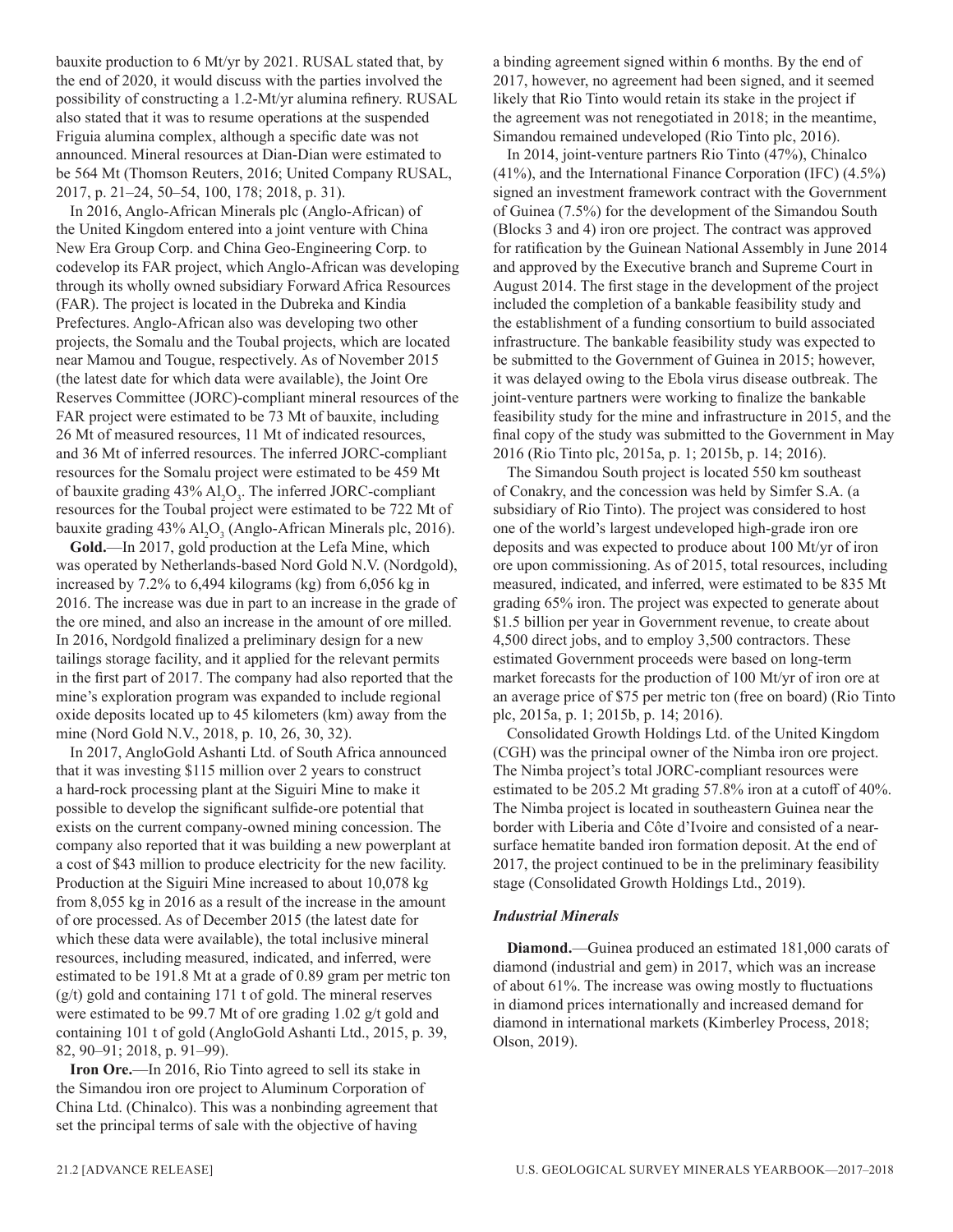bauxite production to 6 Mt/yr by 2021. RUSAL stated that, by the end of 2020, it would discuss with the parties involved the possibility of constructing a 1.2-Mt/yr alumina refinery. RUSAL also stated that it was to resume operations at the suspended Friguia alumina complex, although a specific date was not announced. Mineral resources at Dian-Dian were estimated to be 564 Mt (Thomson Reuters, 2016; United Company RUSAL, 2017, p. 21–24, 50–54, 100, 178; 2018, p. 31).

In 2016, Anglo-African Minerals plc (Anglo-African) of the United Kingdom entered into a joint venture with China New Era Group Corp. and China Geo-Engineering Corp. to codevelop its FAR project, which Anglo-African was developing through its wholly owned subsidiary Forward Africa Resources (FAR). The project is located in the Dubreka and Kindia Prefectures. Anglo-African also was developing two other projects, the Somalu and the Toubal projects, which are located near Mamou and Tougue, respectively. As of November 2015 (the latest date for which data were available), the Joint Ore Reserves Committee (JORC)-compliant mineral resources of the FAR project were estimated to be 73 Mt of bauxite, including 26 Mt of measured resources, 11 Mt of indicated resources, and 36 Mt of inferred resources. The inferred JORC-compliant resources for the Somalu project were estimated to be 459 Mt of bauxite grading 43% $Al_2O_3$. The inferred JORC-compliant resources for the Toubal project were estimated to be 722 Mt of bauxite grading 43% $Al_2O_3$ (Anglo-African Minerals plc, 2016).

**Gold.**—In 2017, gold production at the Lefa Mine, which was operated by Netherlands-based Nord Gold N.V. (Nordgold), increased by 7.2% to 6,494 kilograms (kg) from 6,056 kg in 2016. The increase was due in part to an increase in the grade of the ore mined, and also an increase in the amount of ore milled. In 2016, Nordgold finalized a preliminary design for a new tailings storage facility, and it applied for the relevant permits in the first part of 2017. The company had also reported that the mine's exploration program was expanded to include regional oxide deposits located up to 45 kilometers (km) away from the mine (Nord Gold N.V., 2018, p. 10, 26, 30, 32).

In 2017, AngloGold Ashanti Ltd. of South Africa announced that it was investing $115 million over 2 years to construct a hard-rock processing plant at the Siguiri Mine to make it possible to develop the significant sulfide-ore potential that exists on the current company-owned mining concession. The company also reported that it was building a new powerplant at a cost of $43 million to produce electricity for the new facility. Production at the Siguiri Mine increased to about 10,078 kg from 8,055 kg in 2016 as a result of the increase in the amount of ore processed. As of December 2015 (the latest date for which these data were available), the total inclusive mineral resources, including measured, indicated, and inferred, were estimated to be 191.8 Mt at a grade of 0.89 gram per metric ton (g/t) gold and containing 171 t of gold. The mineral reserves were estimated to be 99.7 Mt of ore grading 1.02 g/t gold and containing 101 t of gold (AngloGold Ashanti Ltd., 2015, p. 39, 82, 90–91; 2018, p. 91–99).

**Iron Ore.**—In 2016, Rio Tinto agreed to sell its stake in the Simandou iron ore project to Aluminum Corporation of China Ltd. (Chinalco). This was a nonbinding agreement that set the principal terms of sale with the objective of having a binding agreement signed within 6 months. By the end of 2017, however, no agreement had been signed, and it seemed likely that Rio Tinto would retain its stake in the project if the agreement was not renegotiated in 2018; in the meantime, Simandou remained undeveloped (Rio Tinto plc, 2016).

In 2014, joint-venture partners Rio Tinto (47%), Chinalco (41%), and the International Finance Corporation (IFC) (4.5%) signed an investment framework contract with the Government of Guinea (7.5%) for the development of the Simandou South (Blocks 3 and 4) iron ore project. The contract was approved for ratification by the Guinean National Assembly in June 2014 and approved by the Executive branch and Supreme Court in August 2014. The first stage in the development of the project included the completion of a bankable feasibility study and the establishment of a funding consortium to build associated infrastructure. The bankable feasibility study was expected to be submitted to the Government of Guinea in 2015; however, it was delayed owing to the Ebola virus disease outbreak. The joint-venture partners were working to finalize the bankable feasibility study for the mine and infrastructure in 2015, and the final copy of the study was submitted to the Government in May 2016 (Rio Tinto plc, 2015a, p. 1; 2015b, p. 14; 2016).

The Simandou South project is located 550 km southeast of Conakry, and the concession was held by Simfer S.A. (a subsidiary of Rio Tinto). The project was considered to host one of the world's largest undeveloped high-grade iron ore deposits and was expected to produce about 100 Mt/yr of iron ore upon commissioning. As of 2015, total resources, including measured, indicated, and inferred, were estimated to be 835 Mt grading 65% iron. The project was expected to generate about $1.5 billion per year in Government revenue, to create about 4,500 direct jobs, and to employ 3,500 contractors. These estimated Government proceeds were based on long-term market forecasts for the production of 100 Mt/yr of iron ore at an average price of $75 per metric ton (free on board) (Rio Tinto plc, 2015a, p. 1; 2015b, p. 14; 2016).

Consolidated Growth Holdings Ltd. of the United Kingdom (CGH) was the principal owner of the Nimba iron ore project. The Nimba project's total JORC-compliant resources were estimated to be 205.2 Mt grading 57.8% iron at a cutoff of 40%. The Nimba project is located in southeastern Guinea near the border with Liberia and Côte d'Ivoire and consisted of a near-surface hematite banded iron formation deposit. At the end of 2017, the project continued to be in the preliminary feasibility stage (Consolidated Growth Holdings Ltd., 2019).

### *Industrial Minerals*

**Diamond.**—Guinea produced an estimated 181,000 carats of diamond (industrial and gem) in 2017, which was an increase of about 61%. The increase was owing mostly to fluctuations in diamond prices internationally and increased demand for diamond in international markets (Kimberley Process, 2018; Olson, 2019).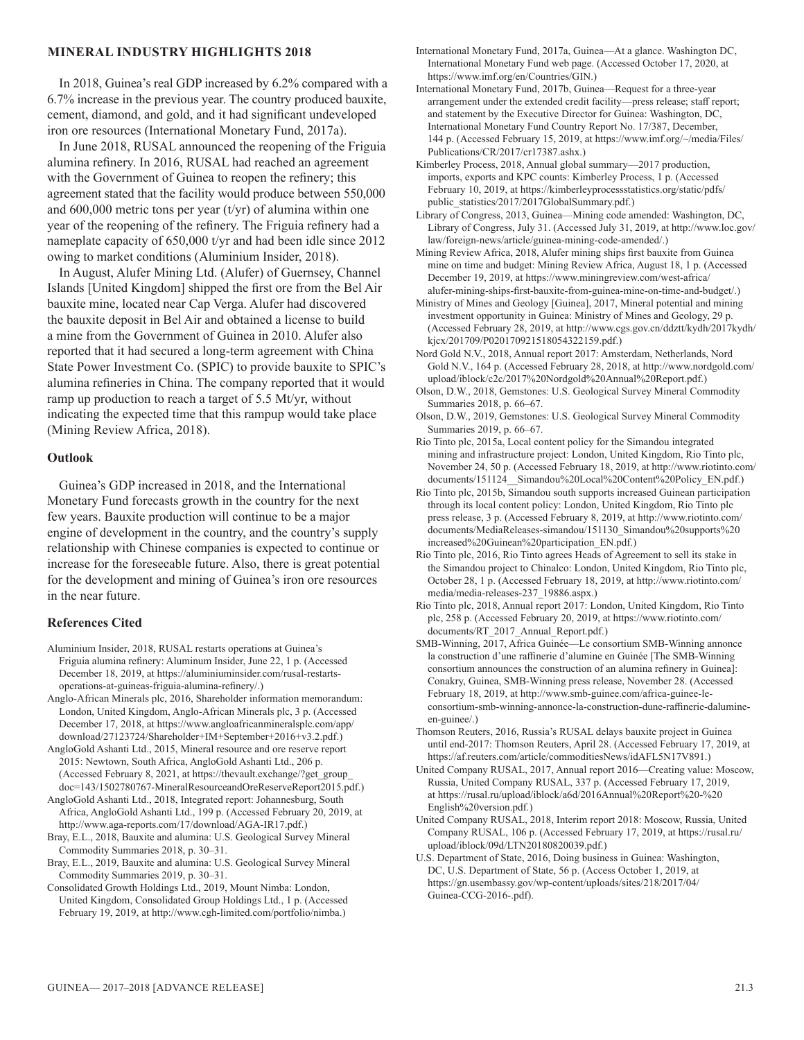## MINERAL INDUSTRY HIGHLIGHTS 2018

In 2018, Guinea's real GDP increased by 6.2% compared with a 6.7% increase in the previous year. The country produced bauxite, cement, diamond, and gold, and it had significant undeveloped iron ore resources (International Monetary Fund, 2017a).

In June 2018, RUSAL announced the reopening of the Friguia alumina refinery. In 2016, RUSAL had reached an agreement with the Government of Guinea to reopen the refinery; this agreement stated that the facility would produce between 550,000 and 600,000 metric tons per year (t/yr) of alumina within one year of the reopening of the refinery. The Friguia refinery had a nameplate capacity of 650,000 t/yr and had been idle since 2012 owing to market conditions (Aluminium Insider, 2018).

In August, Alufer Mining Ltd. (Alufer) of Guernsey, Channel Islands [United Kingdom] shipped the first ore from the Bel Air bauxite mine, located near Cap Verga. Alufer had discovered the bauxite deposit in Bel Air and obtained a license to build a mine from the Government of Guinea in 2010. Alufer also reported that it had secured a long-term agreement with China State Power Investment Co. (SPIC) to provide bauxite to SPIC's alumina refineries in China. The company reported that it would ramp up production to reach a target of 5.5 Mt/yr, without indicating the expected time that this rampup would take place (Mining Review Africa, 2018).

## Outlook

Guinea's GDP increased in 2018, and the International Monetary Fund forecasts growth in the country for the next few years. Bauxite production will continue to be a major engine of development in the country, and the country's supply relationship with Chinese companies is expected to continue or increase for the foreseeable future. Also, there is great potential for the development and mining of Guinea's iron ore resources in the near future.

## References Cited

Aluminium Insider, 2018, RUSAL restarts operations at Guinea's Friguia alumina refinery: Aluminum Insider, June 22, 1 p. (Accessed December 18, 2019, at https://aluminiuminsider.com/rusal-restarts-operations-at-guineas-friguia-alumina-refinery/.)

Anglo-African Minerals plc, 2016, Shareholder information memorandum: London, United Kingdom, Anglo-African Minerals plc, 3 p. (Accessed December 17, 2018, at https://www.angloafricanmineralsplc.com/app/download/27123724/Shareholder+IM+September+2016+v3.2.pdf.)

AngloGold Ashanti Ltd., 2015, Mineral resource and ore reserve report 2015: Newtown, South Africa, AngloGold Ashanti Ltd., 206 p. (Accessed February 8, 2021, at https://thevault.exchange/?get_group_doc=143/1502780767-MineralResourceandOreReserveReport2015.pdf.)

AngloGold Ashanti Ltd., 2018, Integrated report: Johannesburg, South Africa, AngloGold Ashanti Ltd., 199 p. (Accessed February 20, 2019, at http://www.aga-reports.com/17/download/AGA-IR17.pdf.)

Bray, E.L., 2018, Bauxite and alumina: U.S. Geological Survey Mineral Commodity Summaries 2018, p. 30–31.

Bray, E.L., 2019, Bauxite and alumina: U.S. Geological Survey Mineral Commodity Summaries 2019, p. 30–31.

Consolidated Growth Holdings Ltd., 2019, Mount Nimba: London, United Kingdom, Consolidated Group Holdings Ltd., 1 p. (Accessed February 19, 2019, at http://www.cgh-limited.com/portfolio/nimba.)

International Monetary Fund, 2017a, Guinea—At a glance. Washington DC, International Monetary Fund web page. (Accessed October 17, 2020, at https://www.imf.org/en/Countries/GIN.)

International Monetary Fund, 2017b, Guinea—Request for a three-year arrangement under the extended credit facility—press release; staff report; and statement by the Executive Director for Guinea: Washington, DC, International Monetary Fund Country Report No. 17/387, December, 144 p. (Accessed February 15, 2019, at https://www.imf.org/~/media/Files/Publications/CR/2017/cr17387.ashx.)

Kimberley Process, 2018, Annual global summary—2017 production, imports, exports and KPC counts: Kimberley Process, 1 p. (Accessed February 10, 2019, at https://kimberleyprocessstatistics.org/static/pdfs/public_statistics/2017/2017GlobalSummary.pdf.)

Library of Congress, 2013, Guinea—Mining code amended: Washington, DC, Library of Congress, July 31. (Accessed July 31, 2019, at http://www.loc.gov/law/foreign-news/article/guinea-mining-code-amended/.)

Mining Review Africa, 2018, Alufer mining ships first bauxite from Guinea mine on time and budget: Mining Review Africa, August 18, 1 p. (Accessed December 19, 2019, at https://www.miningreview.com/west-africa/alufer-mining-ships-first-bauxite-from-guinea-mine-on-time-and-budget/.)

Ministry of Mines and Geology [Guinea], 2017, Mineral potential and mining investment opportunity in Guinea: Ministry of Mines and Geology, 29 p. (Accessed February 28, 2019, at http://www.cgs.gov.cn/ddztt/kydh/2017kydh/kjcx/201709/P020170921518054322159.pdf.)

Nord Gold N.V., 2018, Annual report 2017: Amsterdam, Netherlands, Nord Gold N.V., 164 p. (Accessed February 28, 2018, at http://www.nordgold.com/upload/iblock/c2c/2017%20Nordgold%20Annual%20Report.pdf.)

Olson, D.W., 2018, Gemstones: U.S. Geological Survey Mineral Commodity Summaries 2018, p. 66–67.

Olson, D.W., 2019, Gemstones: U.S. Geological Survey Mineral Commodity Summaries 2019, p. 66–67.

Rio Tinto plc, 2015a, Local content policy for the Simandou integrated mining and infrastructure project: London, United Kingdom, Rio Tinto plc, November 24, 50 p. (Accessed February 18, 2019, at http://www.riotinto.com/documents/151124__Simandou%20Local%20Content%20Policy_EN.pdf.)

Rio Tinto plc, 2015b, Simandou south supports increased Guinean participation through its local content policy: London, United Kingdom, Rio Tinto plc press release, 3 p. (Accessed February 8, 2019, at http://www.riotinto.com/documents/MediaReleases-simandou/151130_Simandou%20supports%20increased%20Guinean%20participation_EN.pdf.)

Rio Tinto plc, 2016, Rio Tinto agrees Heads of Agreement to sell its stake in the Simandou project to Chinalco: London, United Kingdom, Rio Tinto plc, October 28, 1 p. (Accessed February 18, 2019, at http://www.riotinto.com/media/media-releases-237_19886.aspx.)

Rio Tinto plc, 2018, Annual report 2017: London, United Kingdom, Rio Tinto plc, 258 p. (Accessed February 20, 2019, at https://www.riotinto.com/documents/RT_2017_Annual_Report.pdf.)

SMB-Winning, 2017, Africa Guinée—Le consortium SMB-Winning annonce la construction d'une raffinerie d'alumine en Guinée [The SMB-Winning consortium announces the construction of an alumina refinery in Guinea]: Conakry, Guinea, SMB-Winning press release, November 28. (Accessed February 18, 2019, at http://www.smb-guinee.com/africa-guinee-le-consortium-smb-winning-annonce-la-construction-dune-raffinerie-dalumine-en-guinee/.)

Thomson Reuters, 2016, Russia's RUSAL delays bauxite project in Guinea until end-2017: Thomson Reuters, April 28. (Accessed February 17, 2019, at https://af.reuters.com/article/commoditiesNews/idAFL5N17V891.)

United Company RUSAL, 2017, Annual report 2016—Creating value: Moscow, Russia, United Company RUSAL, 337 p. (Accessed February 17, 2019, at https://rusal.ru/upload/iblock/a6d/2016Annual%20Report%20-%20English%20version.pdf.)

United Company RUSAL, 2018, Interim report 2018: Moscow, Russia, United Company RUSAL, 106 p. (Accessed February 17, 2019, at https://rusal.ru/upload/iblock/09d/LTN20180820039.pdf.)

U.S. Department of State, 2016, Doing business in Guinea: Washington, DC, U.S. Department of State, 56 p. (Access October 1, 2019, at https://gn.usembassy.gov/wp-content/uploads/sites/218/2017/04/Guinea-CCG-2016-.pdf).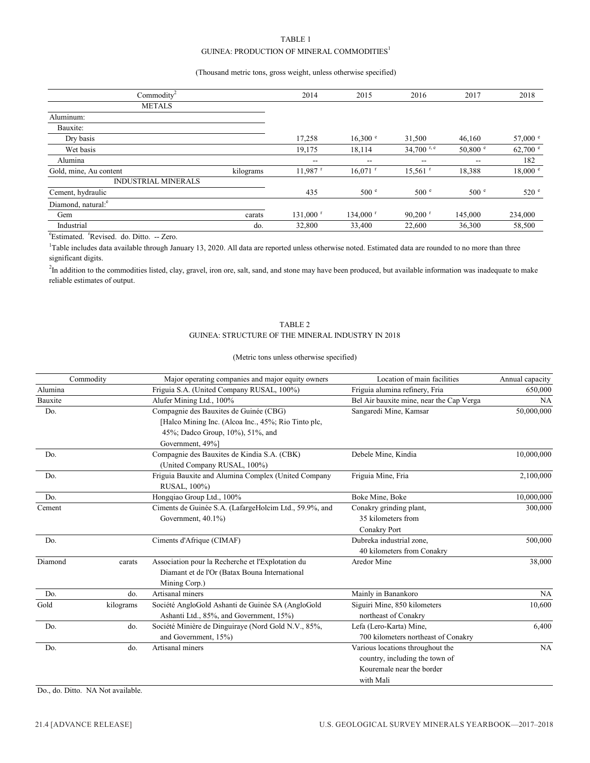TABLE 1

GUINEA: PRODUCTION OF MINERAL COMMODITIES[1]

(Thousand metric tons, gross weight, unless otherwise specified)

| Commodity[2] | | 2014 | 2015 | 2016 | 2017 | 2018 |
|---|---|---|---|---|---|---|
| METALS | | | | | | |
| Aluminum: | | | | | | |
| Bauxite: | | | | | | |
| Dry basis | | 17,258 | 16,300 e | 31,500 | 46,160 | 57,000 e |
| Wet basis | | 19,175 | 18,114 | 34,700 r, e | 50,800 e | 62,700 e |
| Alumina | | -- | -- | -- | -- | 182 |
| Gold, mine, Au content | kilograms | 11,987 r | 16,071 r | 15,561 r | 18,388 | 18,000 e |
| INDUSTRIAL MINERALS | | | | | | |
| Cement, hydraulic | | 435 | 500 e | 500 e | 500 e | 520 e |
| Diamond, natural:e | | | | | | |
| Gem | carats | 131,000 r | 134,000 r | 90,200 r | 145,000 | 234,000 |
| Industrial | do. | 32,800 | 33,400 | 22,600 | 36,300 | 58,500 |

eEstimated. rRevised. do. Ditto. -- Zero.

[1]Table includes data available through January 13, 2020. All data are reported unless otherwise noted. Estimated data are rounded to no more than three significant digits.

[2]In addition to the commodities listed, clay, gravel, iron ore, salt, sand, and stone may have been produced, but available information was inadequate to make reliable estimates of output.

TABLE 2

GUINEA: STRUCTURE OF THE MINERAL INDUSTRY IN 2018

(Metric tons unless otherwise specified)

| Commodity | | Major operating companies and major equity owners | Location of main facilities | Annual capacity |
|---|---|---|---|---|
| Alumina | | Friguia S.A. (United Company RUSAL, 100%) | Friguia alumina refinery, Fria | 650,000 |
| Bauxite | | Alufer Mining Ltd., 100% | Bel Air bauxite mine, near the Cap Verga | NA |
| Do. | | Compagnie des Bauxites de Guinée (CBG) [Halco Mining Inc. (Alcoa Inc., 45%; Rio Tinto plc, 45%; Dadco Group, 10%), 51%, and Government, 49%] | Sangaredi Mine, Kamsar | 50,000,000 |
| Do. | | Compagnie des Bauxites de Kindia S.A. (CBK) (United Company RUSAL, 100%) | Debele Mine, Kindia | 10,000,000 |
| Do. | | Friguia Bauxite and Alumina Complex (United Company RUSAL, 100%) | Friguia Mine, Fria | 2,100,000 |
| Do. | | Hongqiao Group Ltd., 100% | Boke Mine, Boke | 10,000,000 |
| Cement | | Ciments de Guinée S.A. (LafargeHolcim Ltd., 59.9%, and Government, 40.1%) | Conakry grinding plant, 35 kilometers from Conakry Port | 300,000 |
| Do. | | Ciments d'Afrique (CIMAF) | Dubreka industrial zone, 40 kilometers from Conakry | 500,000 |
| Diamond | carats | Association pour la Recherche et l'Explotation du Diamant et de l'Or (Batax Bouna International Mining Corp.) | Aredor Mine | 38,000 |
| Do. | do. | Artisanal miners | Mainly in Banankoro | NA |
| Gold | kilograms | Société AngloGold Ashanti de Guinée SA (AngloGold Ashanti Ltd., 85%, and Government, 15%) | Siguiri Mine, 850 kilometers northeast of Conakry | 10,600 |
| Do. | do. | Société Minière de Dinguiraye (Nord Gold N.V., 85%, and Government, 15%) | Lefa (Lero-Karta) Mine, 700 kilometers northeast of Conakry | 6,400 |
| Do. | do. | Artisanal miners | Various locations throughout the country, including the town of Kouremale near the border with Mali | NA |

Do., do. Ditto. NA Not available.